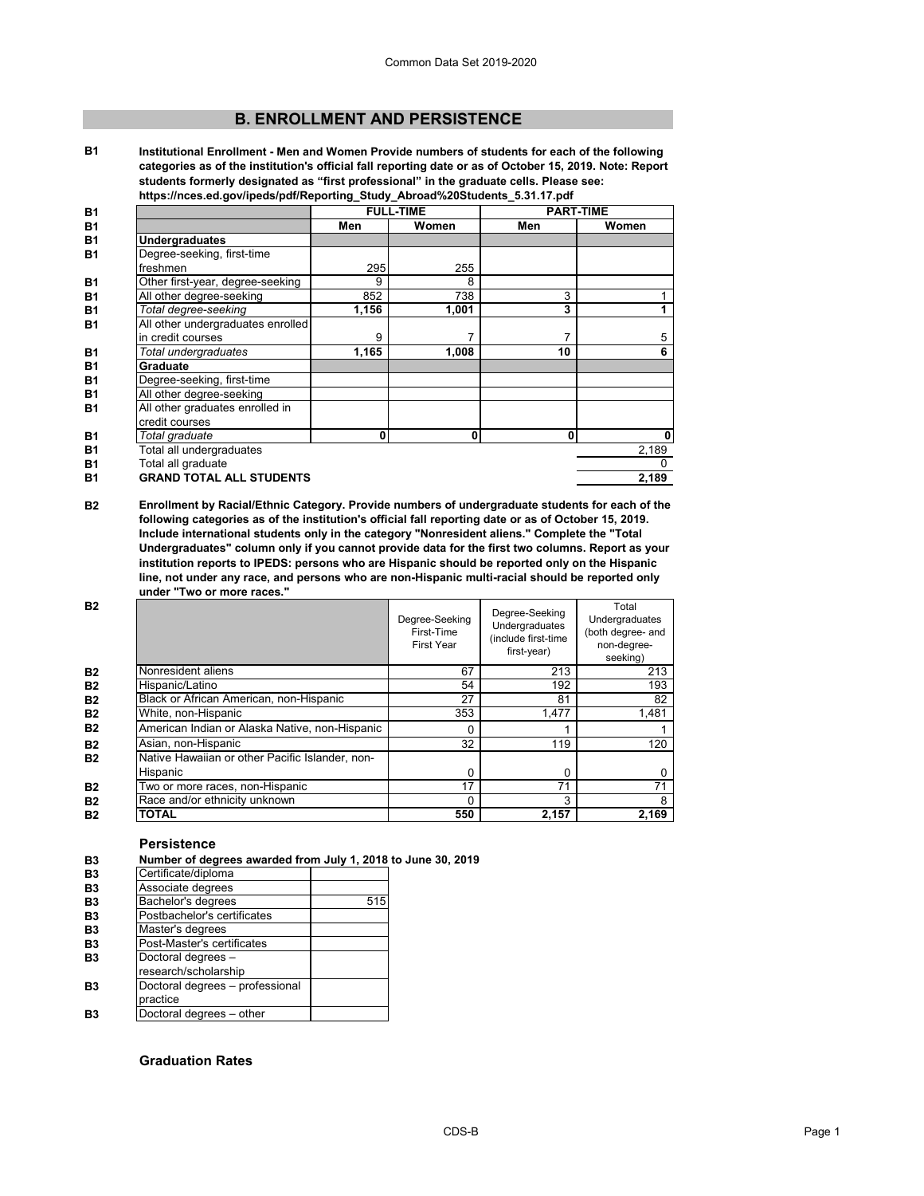## B. ENROLLMENT AND PERSISTENCE

**B1** **Institutional Enrollment - Men and Women Provide numbers of students for each of the following categories as of the institution's official fall reporting date or as of October 15, 2019. Note: Report students formerly designated as "first professional" in the graduate cells. Please see: https://nces.ed.gov/ipeds/pdf/Reporting_Study_Abroad%20Students_5.31.17.pdf**

| | FULL-TIME | | PART-TIME | |
|---|---|---|---|---|
| | Men | Women | Men | Women |
| **Undergraduates** | | | | |
| Degree-seeking, first-time freshmen | 295 | 255 | | |
| Other first-year, degree-seeking | 9 | 8 | | |
| All other degree-seeking | 852 | 738 | 3 | 1 |
| *Total degree-seeking* | **1,156** | **1,001** | **3** | **1** |
| All other undergraduates enrolled in credit courses | 9 | 7 | 7 | 5 |
| *Total undergraduates* | **1,165** | **1,008** | **10** | **6** |
| **Graduate** | | | | |
| Degree-seeking, first-time | | | | |
| All other degree-seeking | | | | |
| All other graduates enrolled in credit courses | | | | |
| *Total graduate* | **0** | **0** | **0** | **0** |
| Total all undergraduates | | | | 2,189 |
| Total all graduate | | | | 0 |
| **GRAND TOTAL ALL STUDENTS** | | | | **2,189** |

**B2** **Enrollment by Racial/Ethnic Category. Provide numbers of undergraduate students for each of the following categories as of the institution's official fall reporting date or as of October 15, 2019. Include international students only in the category "Nonresident aliens." Complete the "Total Undergraduates" column only if you cannot provide data for the first two columns. Report as your institution reports to IPEDS: persons who are Hispanic should be reported only on the Hispanic line, not under any race, and persons who are non-Hispanic multi-racial should be reported only under "Two or more races."**

| | Degree-Seeking First-Time First Year | Degree-Seeking Undergraduates (include first-time first-year) | Total Undergraduates (both degree- and non-degree-seeking) |
|---|---|---|---|
| Nonresident aliens | 67 | 213 | 213 |
| Hispanic/Latino | 54 | 192 | 193 |
| Black or African American, non-Hispanic | 27 | 81 | 82 |
| White, non-Hispanic | 353 | 1,477 | 1,481 |
| American Indian or Alaska Native, non-Hispanic | 0 | 1 | 1 |
| Asian, non-Hispanic | 32 | 119 | 120 |
| Native Hawaiian or other Pacific Islander, non-Hispanic | 0 | 0 | 0 |
| Two or more races, non-Hispanic | 17 | 71 | 71 |
| Race and/or ethnicity unknown | 0 | 3 | 8 |
| **TOTAL** | **550** | **2,157** | **2,169** |

### Persistence

**B3** **Number of degrees awarded from July 1, 2018 to June 30, 2019**

| | |
|---|---|
| Certificate/diploma | |
| Associate degrees | |
| Bachelor's degrees | 515 |
| Postbachelor's certificates | |
| Master's degrees | |
| Post-Master's certificates | |
| Doctoral degrees – research/scholarship | |
| Doctoral degrees – professional practice | |
| Doctoral degrees – other | |

### Graduation Rates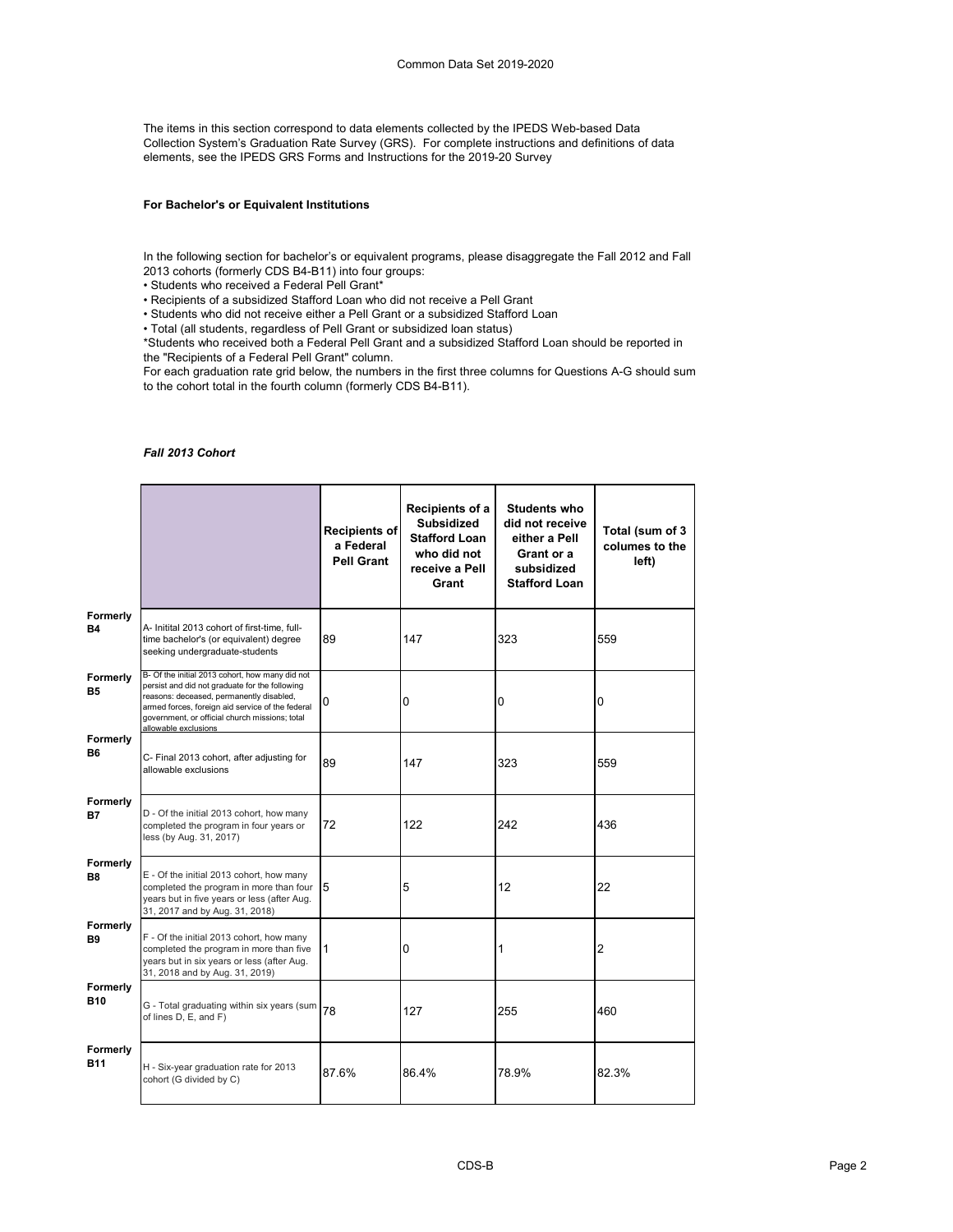The items in this section correspond to data elements collected by the IPEDS Web-based Data Collection System's Graduation Rate Survey (GRS). For complete instructions and definitions of data elements, see the IPEDS GRS Forms and Instructions for the 2019-20 Survey

**For Bachelor's or Equivalent Institutions**

In the following section for bachelor's or equivalent programs, please disaggregate the Fall 2012 and Fall 2013 cohorts (formerly CDS B4-B11) into four groups:

- Students who received a Federal Pell Grant*
- Recipients of a subsidized Stafford Loan who did not receive a Pell Grant
- Students who did not receive either a Pell Grant or a subsidized Stafford Loan
- Total (all students, regardless of Pell Grant or subsidized loan status)

*Students who received both a Federal Pell Grant and a subsidized Stafford Loan should be reported in the "Recipients of a Federal Pell Grant" column.

For each graduation rate grid below, the numbers in the first three columns for Questions A-G should sum to the cohort total in the fourth column (formerly CDS B4-B11).

***Fall 2013 Cohort***

| | | Recipients of a Federal Pell Grant | Recipients of a Subsidized Stafford Loan who did not receive a Pell Grant | Students who did not receive either a Pell Grant or a subsidized Stafford Loan | Total (sum of 3 columes to the left) |
|---|---|---|---|---|---|
| Formerly B4 | A- Initital 2013 cohort of first-time, full-time bachelor's (or equivalent) degree seeking undergraduate-students | 89 | 147 | 323 | 559 |
| Formerly B5 | B- Of the initial 2013 cohort, how many did not persist and did not graduate for the following reasons: deceased, permanently disabled, armed forces, foreign aid service of the federal government, or official church missions; total allowable exclusions | 0 | 0 | 0 | 0 |
| Formerly B6 | C- Final 2013 cohort, after adjusting for allowable exclusions | 89 | 147 | 323 | 559 |
| Formerly B7 | D - Of the initial 2013 cohort, how many completed the program in four years or less (by Aug. 31, 2017) | 72 | 122 | 242 | 436 |
| Formerly B8 | E - Of the initial 2013 cohort, how many completed the program in more than four years but in five years or less (after Aug. 31, 2017 and by Aug. 31, 2018) | 5 | 5 | 12 | 22 |
| Formerly B9 | F - Of the initial 2013 cohort, how many completed the program in more than five years but in six years or less (after Aug. 31, 2018 and by Aug. 31, 2019) | 1 | 0 | 1 | 2 |
| Formerly B10 | G - Total graduating within six years (sum of lines D, E, and F) | 78 | 127 | 255 | 460 |
| Formerly B11 | H - Six-year graduation rate for 2013 cohort (G divided by C) | 87.6% | 86.4% | 78.9% | 82.3% |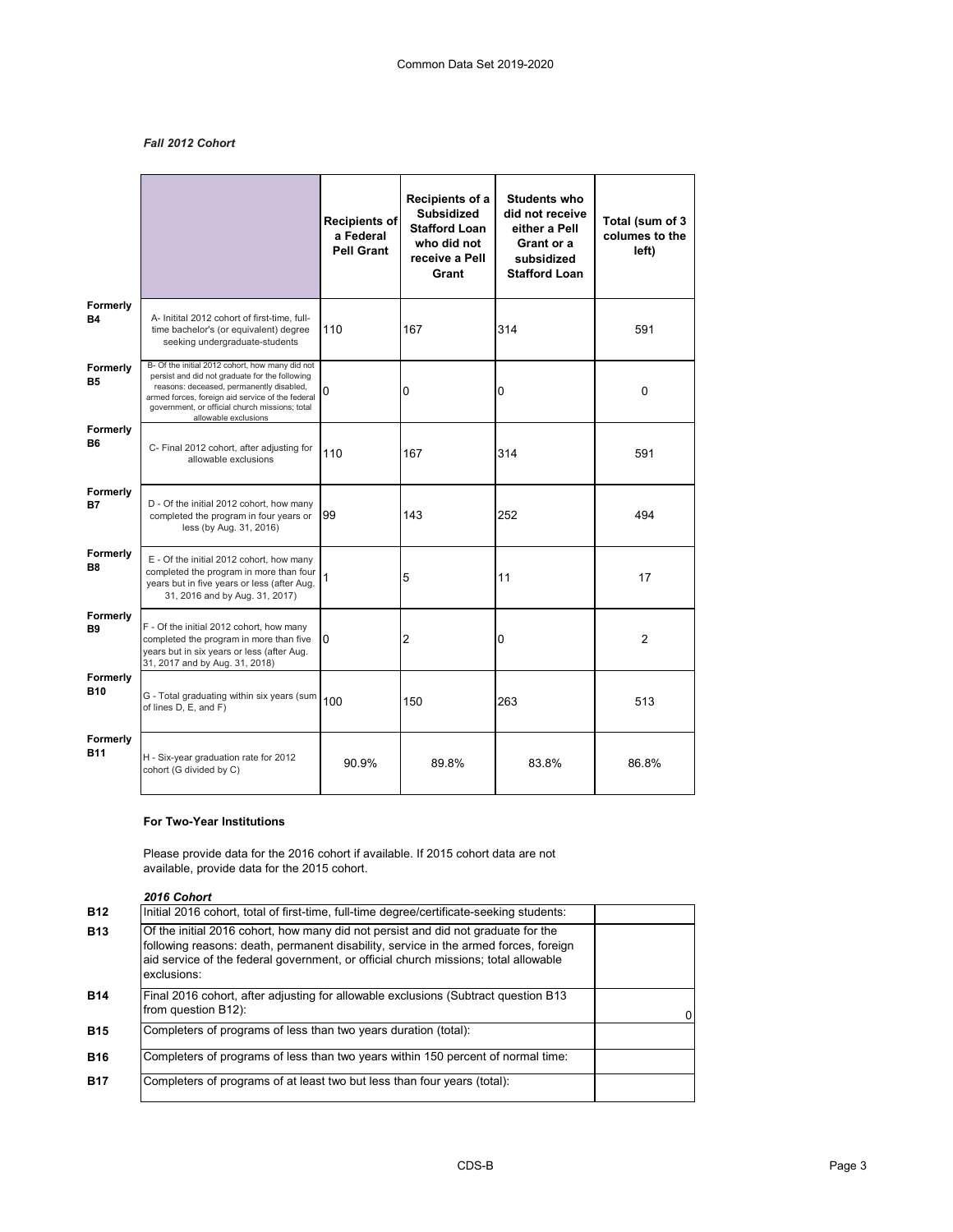*Fall 2012 Cohort*

| | | Recipients of a Federal Pell Grant | Recipients of a Subsidized Stafford Loan who did not receive a Pell Grant | Students who did not receive either a Pell Grant or a subsidized Stafford Loan | Total (sum of 3 columes to the left) |
|---|---|---|---|---|---|
| Formerly B4 | A- Initital 2012 cohort of first-time, full-time bachelor's (or equivalent) degree seeking undergraduate-students | 110 | 167 | 314 | 591 |
| Formerly B5 | B- Of the initial 2012 cohort, how many did not persist and did not graduate for the following reasons: deceased, permanently disabled, armed forces, foreign aid service of the federal government, or official church missions; total allowable exclusions | 0 | 0 | 0 | 0 |
| Formerly B6 | C- Final 2012 cohort, after adjusting for allowable exclusions | 110 | 167 | 314 | 591 |
| Formerly B7 | D - Of the initial 2012 cohort, how many completed the program in four years or less (by Aug. 31, 2016) | 99 | 143 | 252 | 494 |
| Formerly B8 | E - Of the initial 2012 cohort, how many completed the program in more than four years but in five years or less (after Aug. 31, 2016 and by Aug. 31, 2017) | 1 | 5 | 11 | 17 |
| Formerly B9 | F - Of the initial 2012 cohort, how many completed the program in more than five years but in six years or less (after Aug. 31, 2017 and by Aug. 31, 2018) | 0 | 2 | 0 | 2 |
| Formerly B10 | G - Total graduating within six years (sum of lines D, E, and F) | 100 | 150 | 263 | 513 |
| Formerly B11 | H - Six-year graduation rate for 2012 cohort (G divided by C) | 90.9% | 89.8% | 83.8% | 86.8% |

**For Two-Year Institutions**

Please provide data for the 2016 cohort if available. If 2015 cohort data are not available, provide data for the 2015 cohort.

*2016 Cohort*

| | | |
|---|---|---|
| B12 | Initial 2016 cohort, total of first-time, full-time degree/certificate-seeking students: | |
| B13 | Of the initial 2016 cohort, how many did not persist and did not graduate for the following reasons: death, permanent disability, service in the armed forces, foreign aid service of the federal government, or official church missions; total allowable exclusions: | |
| B14 | Final 2016 cohort, after adjusting for allowable exclusions (Subtract question B13 from question B12): | 0 |
| B15 | Completers of programs of less than two years duration (total): | |
| B16 | Completers of programs of less than two years within 150 percent of normal time: | |
| B17 | Completers of programs of at least two but less than four years (total): | |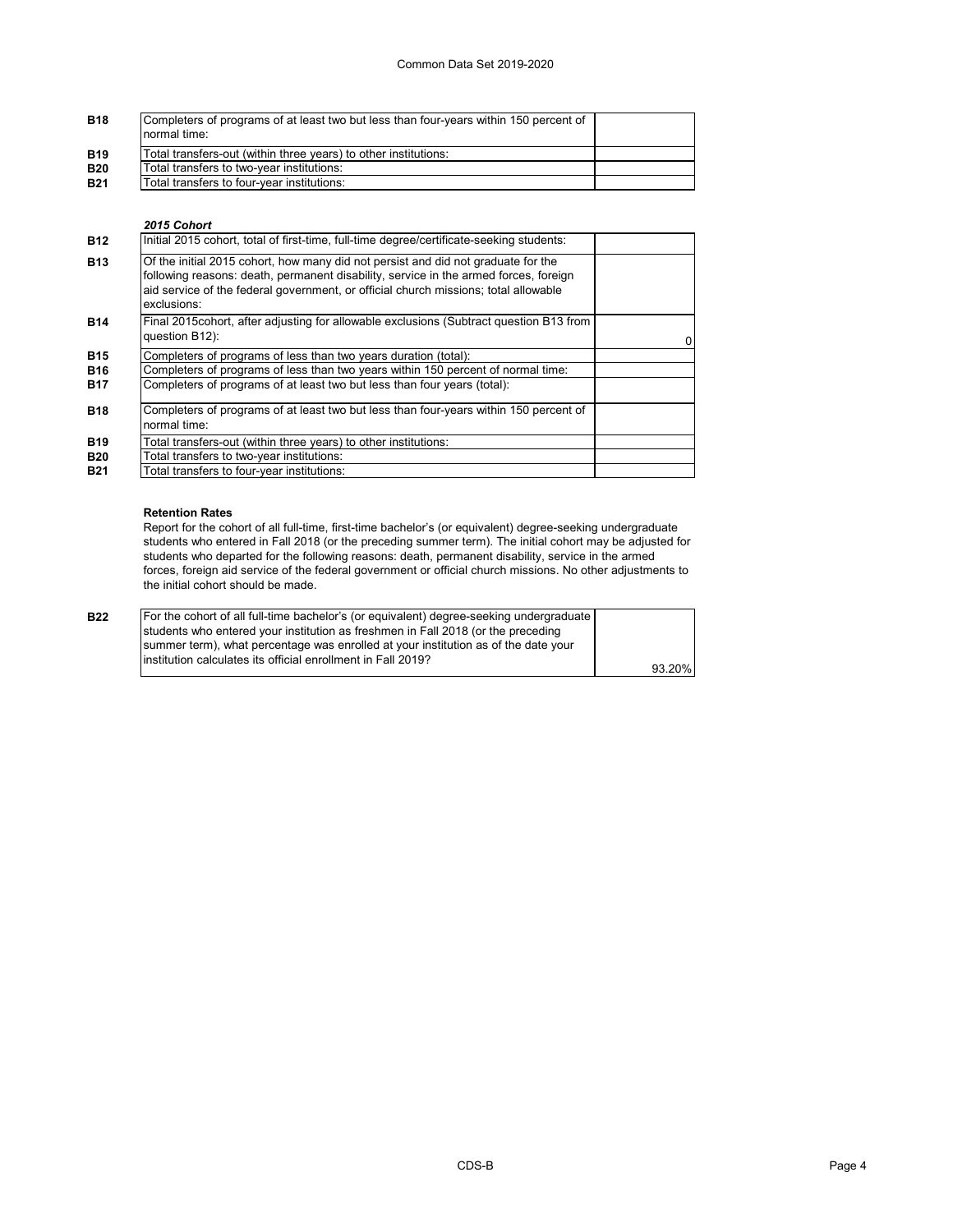| | | |
|---|---|---|
| B18 | Completers of programs of at least two but less than four-years within 150 percent of normal time: | |
| B19 | Total transfers-out (within three years) to other institutions: | |
| B20 | Total transfers to two-year institutions: | |
| B21 | Total transfers to four-year institutions: | |

***2015 Cohort***

| | | |
|---|---|---|
| B12 | Initial 2015 cohort, total of first-time, full-time degree/certificate-seeking students: | |
| B13 | Of the initial 2015 cohort, how many did not persist and did not graduate for the following reasons: death, permanent disability, service in the armed forces, foreign aid service of the federal government, or official church missions; total allowable exclusions: | |
| B14 | Final 2015cohort, after adjusting for allowable exclusions (Subtract question B13 from question B12): | 0 |
| B15 | Completers of programs of less than two years duration (total): | |
| B16 | Completers of programs of less than two years within 150 percent of normal time: | |
| B17 | Completers of programs of at least two but less than four years (total): | |
| B18 | Completers of programs of at least two but less than four-years within 150 percent of normal time: | |
| B19 | Total transfers-out (within three years) to other institutions: | |
| B20 | Total transfers to two-year institutions: | |
| B21 | Total transfers to four-year institutions: | |

**Retention Rates**

Report for the cohort of all full-time, first-time bachelor's (or equivalent) degree-seeking undergraduate students who entered in Fall 2018 (or the preceding summer term). The initial cohort may be adjusted for students who departed for the following reasons: death, permanent disability, service in the armed forces, foreign aid service of the federal government or official church missions. No other adjustments to the initial cohort should be made.

| | | |
|---|---|---|
| B22 | For the cohort of all full-time bachelor's (or equivalent) degree-seeking undergraduate students who entered your institution as freshmen in Fall 2018 (or the preceding summer term), what percentage was enrolled at your institution as of the date your institution calculates its official enrollment in Fall 2019? | 93.20% |